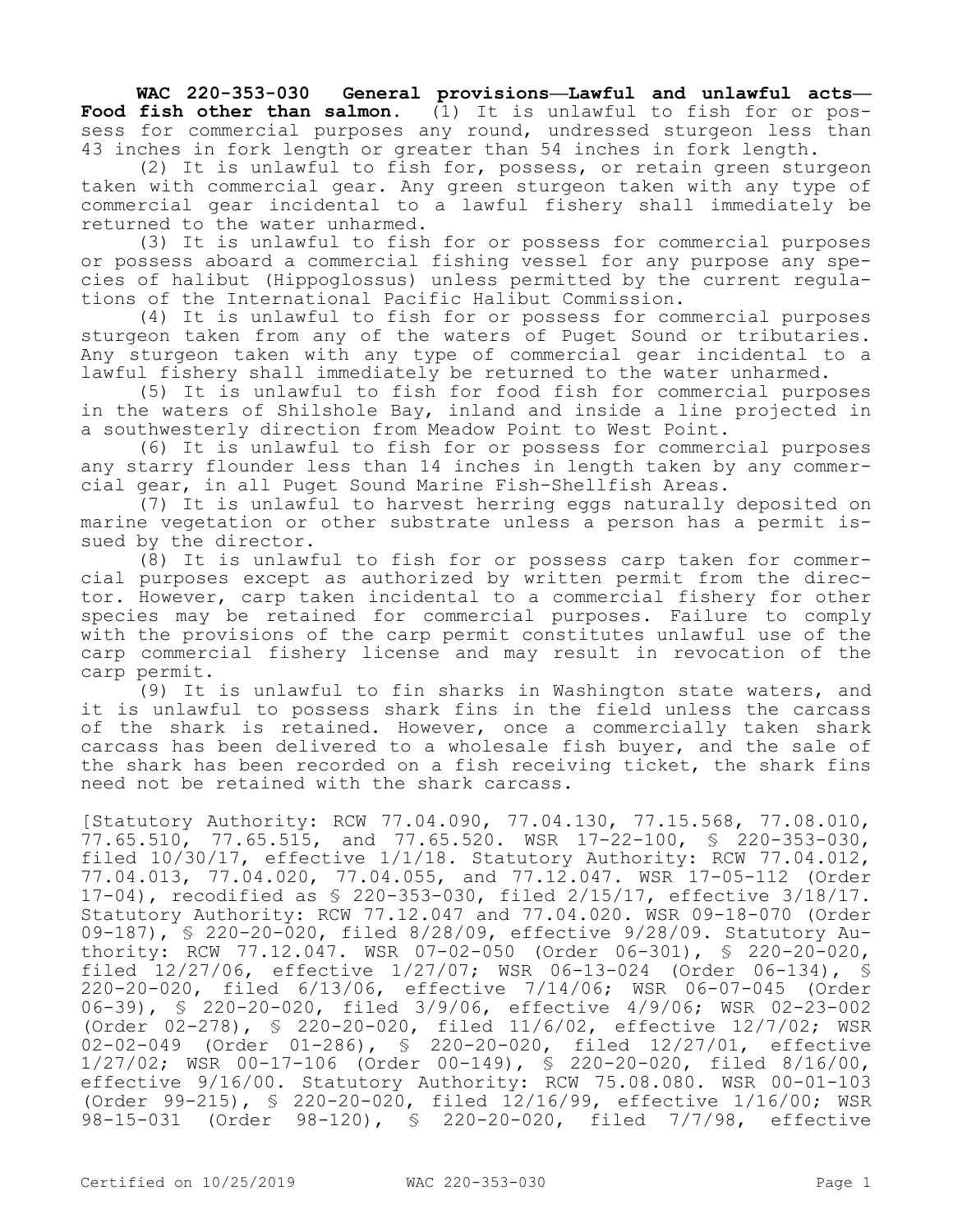**WAC 220-353-030 General provisions—Lawful and unlawful acts—Food fish other than salmon.** (1) It is unlawful to fish for or possess for commercial purposes any round, undressed sturgeon less than 43 inches in fork length or greater than 54 inches in fork length.

(2) It is unlawful to fish for, possess, or retain green sturgeon taken with commercial gear. Any green sturgeon taken with any type of commercial gear incidental to a lawful fishery shall immediately be returned to the water unharmed.

(3) It is unlawful to fish for or possess for commercial purposes or possess aboard a commercial fishing vessel for any purpose any species of halibut (Hippoglossus) unless permitted by the current regulations of the International Pacific Halibut Commission.

(4) It is unlawful to fish for or possess for commercial purposes sturgeon taken from any of the waters of Puget Sound or tributaries. Any sturgeon taken with any type of commercial gear incidental to a lawful fishery shall immediately be returned to the water unharmed.

(5) It is unlawful to fish for food fish for commercial purposes in the waters of Shilshole Bay, inland and inside a line projected in a southwesterly direction from Meadow Point to West Point.

(6) It is unlawful to fish for or possess for commercial purposes any starry flounder less than 14 inches in length taken by any commercial gear, in all Puget Sound Marine Fish-Shellfish Areas.

(7) It is unlawful to harvest herring eggs naturally deposited on marine vegetation or other substrate unless a person has a permit issued by the director.

(8) It is unlawful to fish for or possess carp taken for commercial purposes except as authorized by written permit from the director. However, carp taken incidental to a commercial fishery for other species may be retained for commercial purposes. Failure to comply with the provisions of the carp permit constitutes unlawful use of the carp commercial fishery license and may result in revocation of the carp permit.

(9) It is unlawful to fin sharks in Washington state waters, and it is unlawful to possess shark fins in the field unless the carcass of the shark is retained. However, once a commercially taken shark carcass has been delivered to a wholesale fish buyer, and the sale of the shark has been recorded on a fish receiving ticket, the shark fins need not be retained with the shark carcass.

[Statutory Authority: RCW 77.04.090, 77.04.130, 77.15.568, 77.08.010, 77.65.510, 77.65.515, and 77.65.520. WSR 17-22-100, § 220-353-030, filed 10/30/17, effective 1/1/18. Statutory Authority: RCW 77.04.012, 77.04.013, 77.04.020, 77.04.055, and 77.12.047. WSR 17-05-112 (Order 17-04), recodified as § 220-353-030, filed 2/15/17, effective 3/18/17. Statutory Authority: RCW 77.12.047 and 77.04.020. WSR 09-18-070 (Order 09-187), § 220-20-020, filed 8/28/09, effective 9/28/09. Statutory Authority: RCW 77.12.047. WSR 07-02-050 (Order 06-301), § 220-20-020, filed 12/27/06, effective 1/27/07; WSR 06-13-024 (Order 06-134), § 220-20-020, filed 6/13/06, effective 7/14/06; WSR 06-07-045 (Order 06-39), § 220-20-020, filed 3/9/06, effective 4/9/06; WSR 02-23-002 (Order 02-278), § 220-20-020, filed 11/6/02, effective 12/7/02; WSR 02-02-049 (Order 01-286), § 220-20-020, filed 12/27/01, effective 1/27/02; WSR 00-17-106 (Order 00-149), § 220-20-020, filed 8/16/00, effective 9/16/00. Statutory Authority: RCW 75.08.080. WSR 00-01-103 (Order 99-215), § 220-20-020, filed 12/16/99, effective 1/16/00; WSR 98-15-031 (Order 98-120), § 220-20-020, filed 7/7/98, effective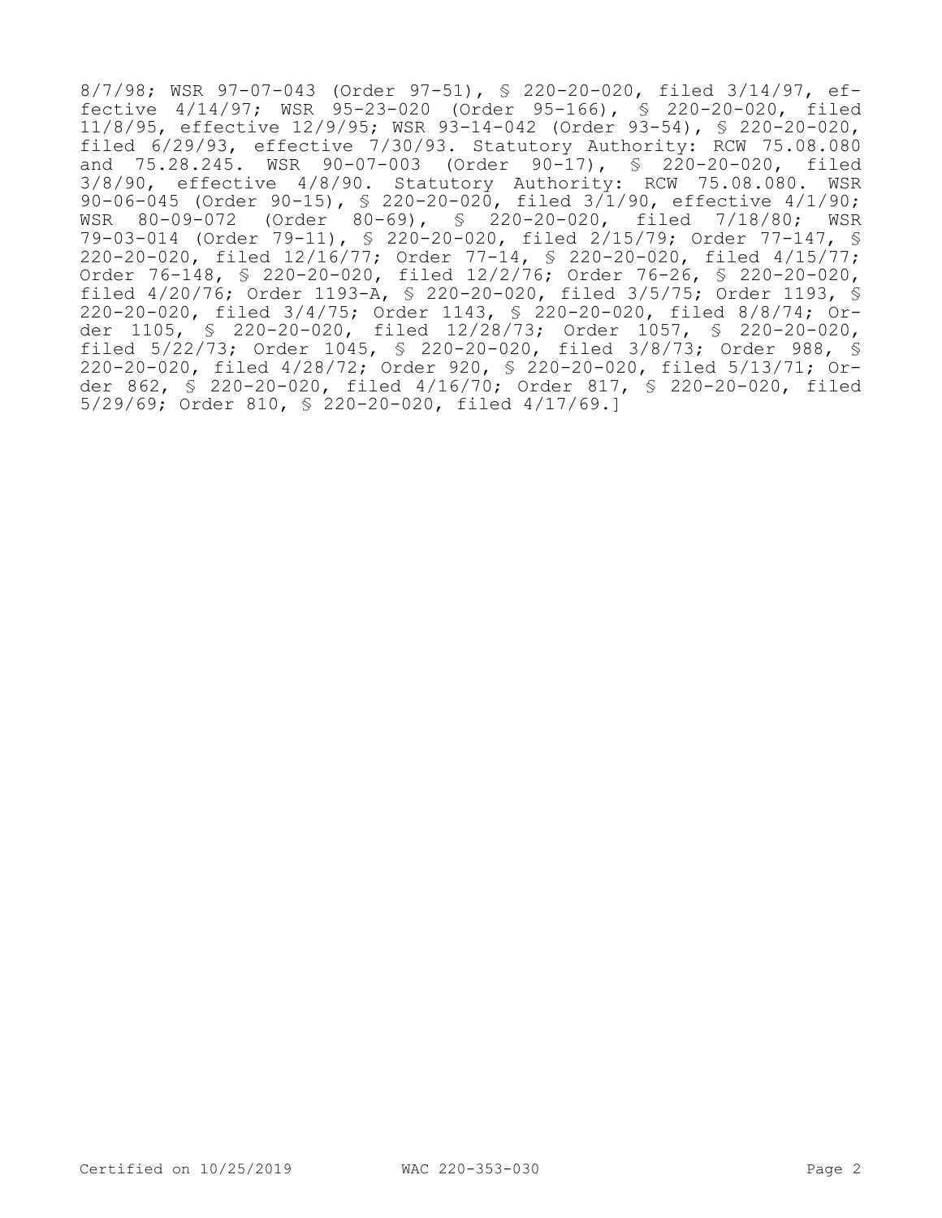8/7/98; WSR 97-07-043 (Order 97-51), § 220-20-020, filed 3/14/97, effective 4/14/97; WSR 95-23-020 (Order 95-166), § 220-20-020, filed 11/8/95, effective 12/9/95; WSR 93-14-042 (Order 93-54), § 220-20-020, filed 6/29/93, effective 7/30/93. Statutory Authority: RCW 75.08.080 and 75.28.245. WSR 90-07-003 (Order 90-17), § 220-20-020, filed 3/8/90, effective 4/8/90. Statutory Authority: RCW 75.08.080. WSR 90-06-045 (Order 90-15), § 220-20-020, filed 3/1/90, effective 4/1/90; WSR 80-09-072 (Order 80-69), § 220-20-020, filed 7/18/80; WSR 79-03-014 (Order 79-11), § 220-20-020, filed 2/15/79; Order 77-147, § 220-20-020, filed 12/16/77; Order 77-14, § 220-20-020, filed 4/15/77; Order 76-148, § 220-20-020, filed 12/2/76; Order 76-26, § 220-20-020, filed 4/20/76; Order 1193-A, § 220-20-020, filed 3/5/75; Order 1193, § 220-20-020, filed 3/4/75; Order 1143, § 220-20-020, filed 8/8/74; Order 1105, § 220-20-020, filed 12/28/73; Order 1057, § 220-20-020, filed 5/22/73; Order 1045, § 220-20-020, filed 3/8/73; Order 988, § 220-20-020, filed 4/28/72; Order 920, § 220-20-020, filed 5/13/71; Order 862, § 220-20-020, filed 4/16/70; Order 817, § 220-20-020, filed 5/29/69; Order 810, § 220-20-020, filed 4/17/69.]